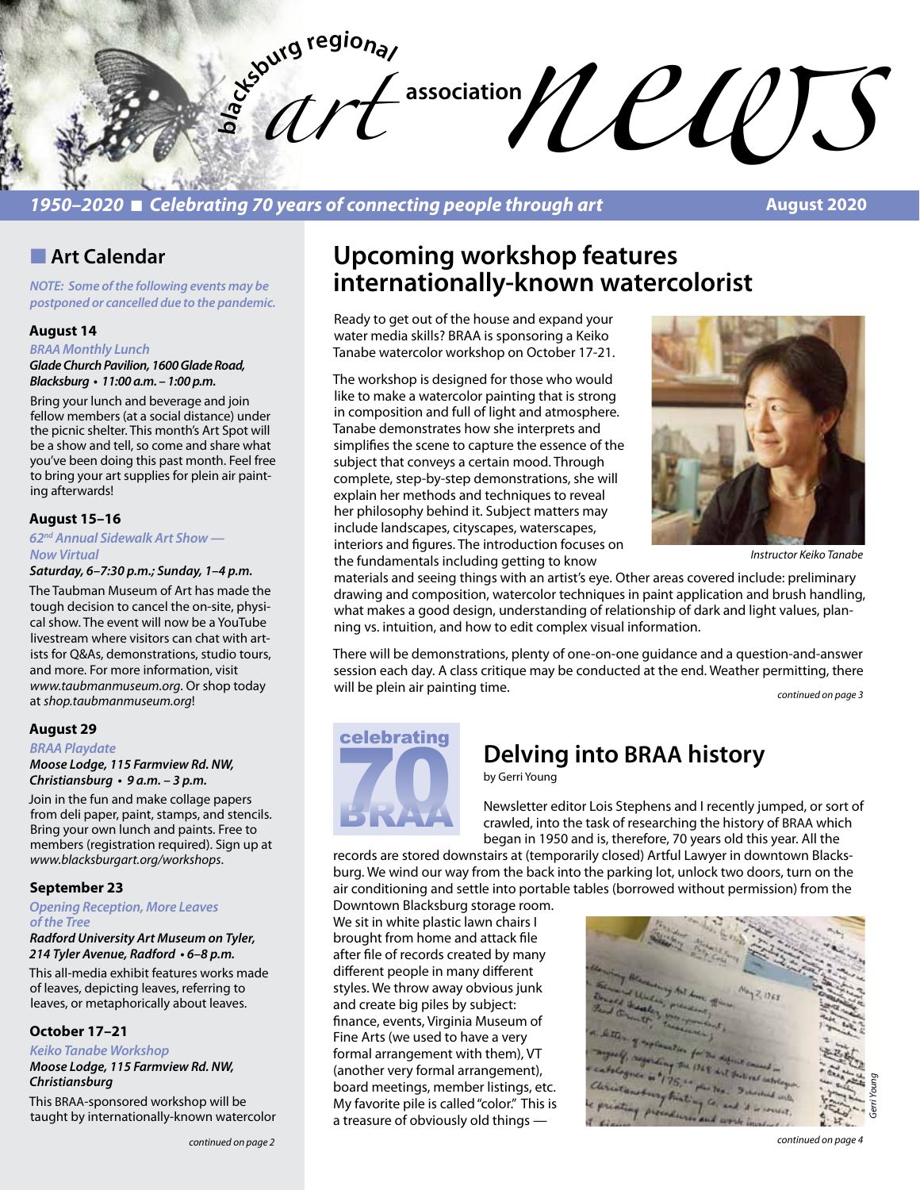# blacksburg regional art association news

*1950–2020 ■ Celebrating 70 years of connecting people through art* **August 2020**

## Art Calendar

*NOTE: Some of the following events may be postponed or cancelled due to the pandemic.*

### August 14

*BRAA Monthly Lunch*

***Glade Church Pavilion, 1600 Glade Road, Blacksburg • 11:00 a.m. – 1:00 p.m.***

Bring your lunch and beverage and join fellow members (at a social distance) under the picnic shelter. This month's Art Spot will be a show and tell, so come and share what you've been doing this past month. Feel free to bring your art supplies for plein air painting afterwards!

### August 15–16

*62nd Annual Sidewalk Art Show — Now Virtual*

***Saturday, 6–7:30 p.m.; Sunday, 1–4 p.m.***

The Taubman Museum of Art has made the tough decision to cancel the on-site, physical show. The event will now be a YouTube livestream where visitors can chat with artists for Q&As, demonstrations, studio tours, and more. For more information, visit *www.taubmanmuseum.org*. Or shop today at *shop.taubmanmuseum.org*!

### August 29

*BRAA Playdate*

***Moose Lodge, 115 Farmview Rd. NW, Christiansburg • 9 a.m. – 3 p.m.***

Join in the fun and make collage papers from deli paper, paint, stamps, and stencils. Bring your own lunch and paints. Free to members (registration required). Sign up at *www.blacksburgart.org/workshops*.

### September 23

*Opening Reception, More Leaves of the Tree*

***Radford University Art Museum on Tyler, 214 Tyler Avenue, Radford • 6–8 p.m.***

This all-media exhibit features works made of leaves, depicting leaves, referring to leaves, or metaphorically about leaves.

### October 17–21

*Keiko Tanabe Workshop*

***Moose Lodge, 115 Farmview Rd. NW, Christiansburg***

This BRAA-sponsored workshop will be taught by internationally-known watercolor

*continued on page 2*

## Upcoming workshop features internationally-known watercolorist

Ready to get out of the house and expand your water media skills? BRAA is sponsoring a Keiko Tanabe watercolor workshop on October 17-21.

The workshop is designed for those who would like to make a watercolor painting that is strong in composition and full of light and atmosphere. Tanabe demonstrates how she interprets and simplifies the scene to capture the essence of the subject that conveys a certain mood. Through complete, step-by-step demonstrations, she will explain her methods and techniques to reveal her philosophy behind it. Subject matters may include landscapes, cityscapes, waterscapes, interiors and figures. The introduction focuses on the fundamentals including getting to know materials and seeing things with an artist's eye. Other areas covered include: preliminary drawing and composition, watercolor techniques in paint application and brush handling, what makes a good design, understanding of relationship of dark and light values, planning vs. intuition, and how to edit complex visual information.

*Instructor Keiko Tanabe*

There will be demonstrations, plenty of one-on-one guidance and a question-and-answer session each day. A class critique may be conducted at the end. Weather permitting, there will be plein air painting time.

*continued on page 3*

## Delving into BRAA history

by Gerri Young

Newsletter editor Lois Stephens and I recently jumped, or sort of crawled, into the task of researching the history of BRAA which began in 1950 and is, therefore, 70 years old this year. All the records are stored downstairs at (temporarily closed) Artful Lawyer in downtown Blacksburg. We wind our way from the back into the parking lot, unlock two doors, turn on the air conditioning and settle into portable tables (borrowed without permission) from the Downtown Blacksburg storage room. We sit in white plastic lawn chairs I brought from home and attack file after file of records created by many different people in many different styles. We throw away obvious junk and create big piles by subject: finance, events, Virginia Museum of Fine Arts (we used to have a very formal arrangement with them), VT (another very formal arrangement), board meetings, member listings, etc. My favorite pile is called "color." This is a treasure of obviously old things —

*Gerri Young*

*continued on page 4*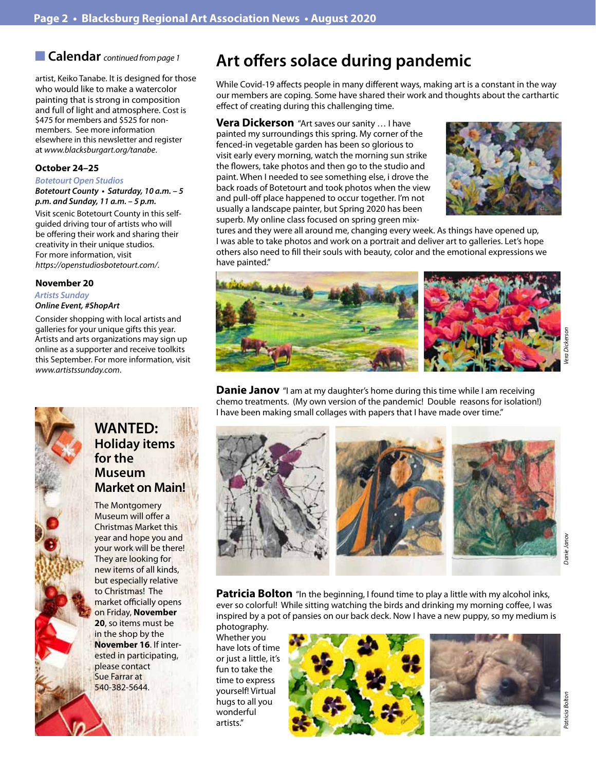## Calendar *continued from page 1*

artist, Keiko Tanabe. It is designed for those who would like to make a watercolor painting that is strong in composition and full of light and atmosphere. Cost is $475 for members and $525 for non-members. See more information elsewhere in this newsletter and register at *www.blacksburgart.org/tanabe*.

### October 24–25

*Botetourt Open Studios*

***Botetourt County • Saturday, 10 a.m. – 5 p.m. and Sunday, 11 a.m. – 5 p.m.***

Visit scenic Botetourt County in this self-guided driving tour of artists who will be offering their work and sharing their creativity in their unique studios. For more information, visit *https://openstudiosbotetourt.com/*.

### November 20

*Artists Sunday*

***Online Event, #ShopArt***

Consider shopping with local artists and galleries for your unique gifts this year. Artists and arts organizations may sign up online as a supporter and receive toolkits this September. For more information, visit *www.artistssunday.com*.

## WANTED: Holiday items for the Museum Market on Main!

The Montgomery Museum will offer a Christmas Market this year and hope you and your work will be there! They are looking for new items of all kinds, but especially relative to Christmas! The market officially opens on Friday, **November 20**, so items must be in the shop by the **November 16**. If interested in participating, please contact Sue Farrar at 540-382-5644.

# Art offers solace during pandemic

While Covid-19 affects people in many different ways, making art is a constant in the way our members are coping. Some have shared their work and thoughts about the carthartic effect of creating during this challenging time.

**Vera Dickerson** "Art saves our sanity … I have painted my surroundings this spring. My corner of the fenced-in vegetable garden has been so glorious to visit early every morning, watch the morning sun strike the flowers, take photos and then go to the studio and paint. When I needed to see something else, i drove the back roads of Botetourt and took photos when the view and pull-off place happened to occur together. I'm not usually a landscape painter, but Spring 2020 has been superb. My online class focused on spring green mixtures and they were all around me, changing every week. As things have opened up, I was able to take photos and work on a portrait and deliver art to galleries. Let's hope others also need to fill their souls with beauty, color and the emotional expressions we have painted."

*Vera Dickerson*

**Danie Janov** "I am at my daughter's home during this time while I am receiving chemo treatments. (My own version of the pandemic! Double reasons for isolation!) I have been making small collages with papers that I have made over time."

*Danie Janov*

**Patricia Bolton** "In the beginning, I found time to play a little with my alcohol inks, ever so colorful! While sitting watching the birds and drinking my morning coffee, I was inspired by a pot of pansies on our back deck. Now I have a new puppy, so my medium is photography. Whether you have lots of time or just a little, it's fun to take the time to express yourself! Virtual hugs to all you wonderful artists."

*Patricia Bolton*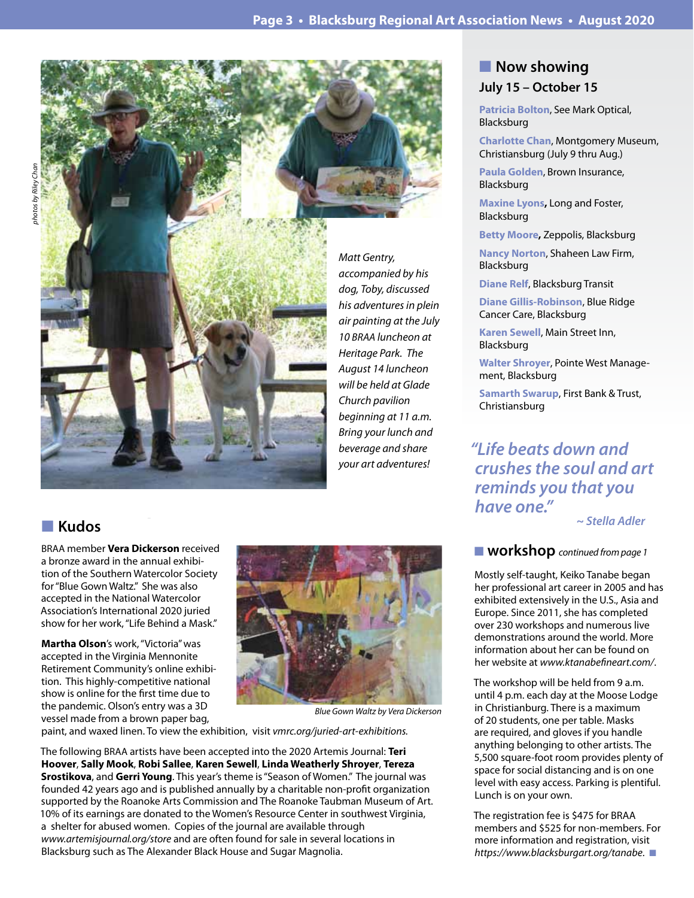*photos by Riley Chan*

*Matt Gentry, accompanied by his dog, Toby, discussed his adventures in plein air painting at the July 10 BRAA luncheon at Heritage Park. The August 14 luncheon will be held at Glade Church pavilion beginning at 11 a.m. Bring your lunch and beverage and share your art adventures!*

## Kudos

BRAA member **Vera Dickerson** received a bronze award in the annual exhibition of the Southern Watercolor Society for "Blue Gown Waltz." She was also accepted in the National Watercolor Association's International 2020 juried show for her work, "Life Behind a Mask."

*Blue Gown Waltz by Vera Dickerson*

**Martha Olson**'s work, "Victoria" was accepted in the Virginia Mennonite Retirement Community's online exhibition. This highly-competitive national show is online for the first time due to the pandemic. Olson's entry was a 3D vessel made from a brown paper bag, paint, and waxed linen. To view the exhibition, visit *vmrc.org/juried-art-exhibitions.*

The following BRAA artists have been accepted into the 2020 Artemis Journal: **Teri Hoover**, **Sally Mook**, **Robi Sallee**, **Karen Sewell**, **Linda Weatherly Shroyer**, **Tereza Srostikova**, and **Gerri Young**. This year's theme is "Season of Women." The journal was founded 42 years ago and is published annually by a charitable non-profit organization supported by the Roanoke Arts Commission and The Roanoke Taubman Museum of Art. 10% of its earnings are donated to the Women's Resource Center in southwest Virginia, a shelter for abused women. Copies of the journal are available through *www.artemisjournal.org/store* and are often found for sale in several locations in Blacksburg such as The Alexander Black House and Sugar Magnolia.

## Now showing

### July 15 – October 15

**Patricia Bolton**, See Mark Optical, Blacksburg

**Charlotte Chan**, Montgomery Museum, Christiansburg (July 9 thru Aug.)

**Paula Golden**, Brown Insurance, Blacksburg

**Maxine Lyons,** Long and Foster, Blacksburg

**Betty Moore,** Zeppolis, Blacksburg

**Nancy Norton**, Shaheen Law Firm, Blacksburg

**Diane Relf**, Blacksburg Transit

**Diane Gillis-Robinson**, Blue Ridge Cancer Care, Blacksburg

**Karen Sewell**, Main Street Inn, Blacksburg

**Walter Shroyer**, Pointe West Management, Blacksburg

**Samarth Swarup**, First Bank & Trust, Christiansburg

*"Life beats down and crushes the soul and art reminds you that you have one."*
*~ Stella Adler*

## workshop *continued from page 1*

Mostly self-taught, Keiko Tanabe began her professional art career in 2005 and has exhibited extensively in the U.S., Asia and Europe. Since 2011, she has completed over 230 workshops and numerous live demonstrations around the world. More information about her can be found on her website at *www.ktanabefineart.com/*.

The workshop will be held from 9 a.m. until 4 p.m. each day at the Moose Lodge in Christianburg. There is a maximum of 20 students, one per table. Masks are required, and gloves if you handle anything belonging to other artists. The 5,500 square-foot room provides plenty of space for social distancing and is on one level with easy access. Parking is plentiful. Lunch is on your own.

The registration fee is $475 for BRAA members and $525 for non-members. For more information and registration, visit *https://www.blacksburgart.org/tanabe.*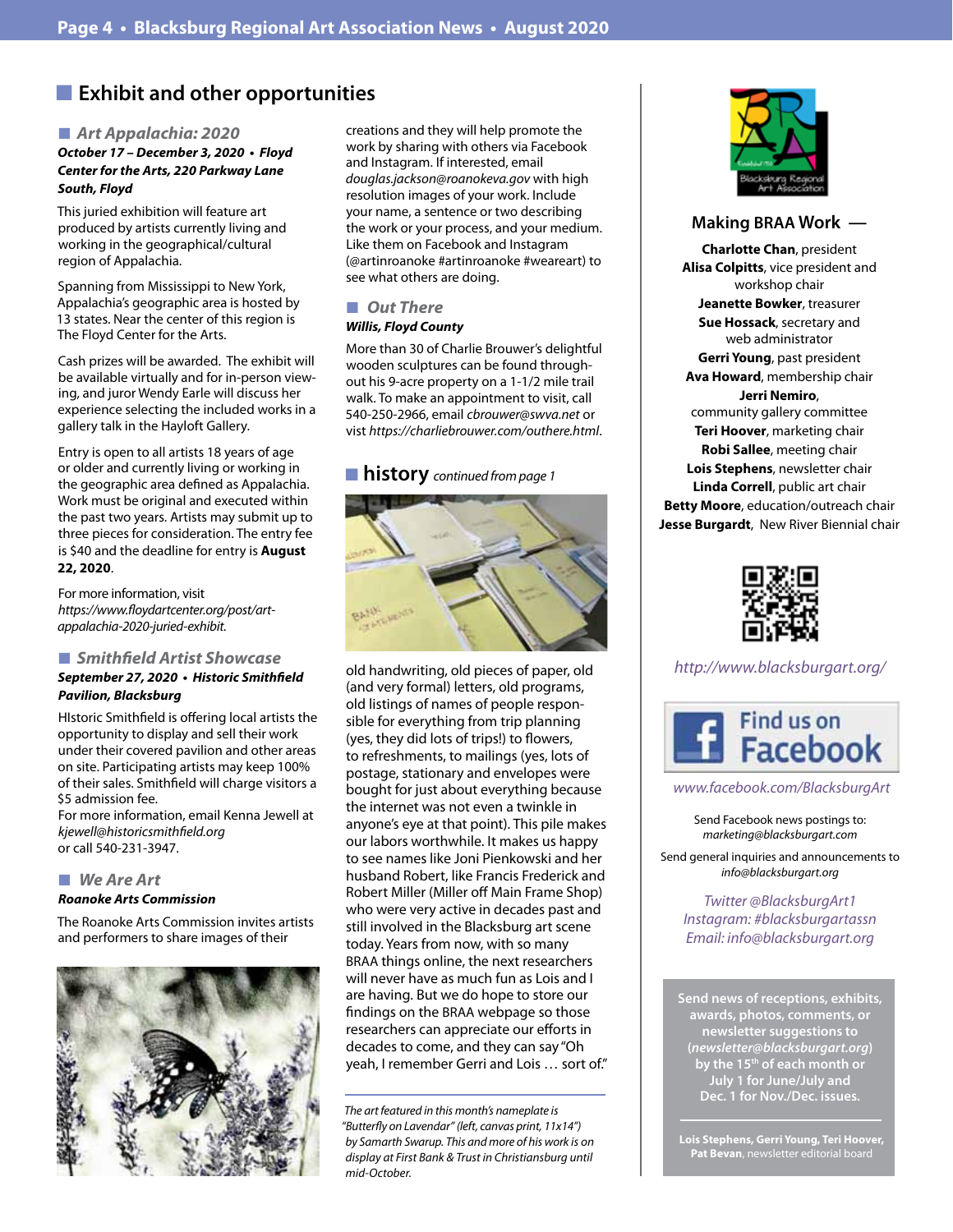## Exhibit and other opportunities

### *Art Appalachia: 2020*

***October 17 – December 3, 2020 • Floyd Center for the Arts, 220 Parkway Lane South, Floyd***

This juried exhibition will feature art produced by artists currently living and working in the geographical/cultural region of Appalachia.

Spanning from Mississippi to New York, Appalachia's geographic area is hosted by 13 states. Near the center of this region is The Floyd Center for the Arts.

Cash prizes will be awarded. The exhibit will be available virtually and for in-person viewing, and juror Wendy Earle will discuss her experience selecting the included works in a gallery talk in the Hayloft Gallery.

Entry is open to all artists 18 years of age or older and currently living or working in the geographic area defined as Appalachia. Work must be original and executed within the past two years. Artists may submit up to three pieces for consideration. The entry fee is $40 and the deadline for entry is **August 22, 2020**.

For more information, visit *https://www.floydartcenter.org/post/art-appalachia-2020-juried-exhibit.*

### *Smithfield Artist Showcase*

***September 27, 2020 • Historic Smithfield Pavilion, Blacksburg***

HIstoric Smithfield is offering local artists the opportunity to display and sell their work under their covered pavilion and other areas on site. Participating artists may keep 100% of their sales. Smithfield will charge visitors a $5 admission fee.
For more information, email Kenna Jewell at *kjewell@historicsmithfield.org* or call 540-231-3947.

### *We Are Art*

***Roanoke Arts Commission***

The Roanoke Arts Commission invites artists and performers to share images of their creations and they will help promote the work by sharing with others via Facebook and Instagram. If interested, email *douglas.jackson@roanokeva.gov* with high resolution images of your work. Include your name, a sentence or two describing the work or your process, and your medium. Like them on Facebook and Instagram (@artinroanoke #artinroanoke #weareart) to see what others are doing.

### *Out There*

***Willis, Floyd County***

More than 30 of Charlie Brouwer's delightful wooden sculptures can be found throughout his 9-acre property on a 1-1/2 mile trail walk. To make an appointment to visit, call 540-250-2966, email *cbrouwer@swva.net* or vist *https://charliebrouwer.com/outhere.html*.

## history *continued from page 1*

old handwriting, old pieces of paper, old (and very formal) letters, old programs, old listings of names of people responsible for everything from trip planning (yes, they did lots of trips!) to flowers, to refreshments, to mailings (yes, lots of postage, stationary and envelopes were bought for just about everything because the internet was not even a twinkle in anyone's eye at that point). This pile makes our labors worthwhile. It makes us happy to see names like Joni Pienkowski and her husband Robert, like Francis Frederick and Robert Miller (Miller off Main Frame Shop) who were very active in decades past and still involved in the Blacksburg art scene today. Years from now, with so many BRAA things online, the next researchers will never have as much fun as Lois and I are having. But we do hope to store our findings on the BRAA webpage so those researchers can appreciate our efforts in decades to come, and they can say "Oh yeah, I remember Gerri and Lois … sort of."

---

*The art featured in this month's nameplate is "Butterfly on Lavendar" (left, canvas print, 11x14") by Samarth Swarup. This and more of his work is on display at First Bank & Trust in Christiansburg until mid-October.*

---

### Making BRAA Work —

**Charlotte Chan**, president
**Alisa Colpitts**, vice president and workshop chair
**Jeanette Bowker**, treasurer
**Sue Hossack**, secretary and web administrator
**Gerri Young**, past president
**Ava Howard**, membership chair
**Jerri Nemiro**, community gallery committee
**Teri Hoover**, marketing chair
**Robi Sallee**, meeting chair
**Lois Stephens**, newsletter chair
**Linda Correll**, public art chair
**Betty Moore**, education/outreach chair
**Jesse Burgardt**, New River Biennial chair

*http://www.blacksburgart.org/*

Find us on Facebook
*www.facebook.com/BlacksburgArt*

Send Facebook news postings to: *marketing@blacksburgart.com*

Send general inquiries and announcements to *info@blacksburgart.org*

*Twitter @BlacksburgArt1*
*Instagram: #blacksburgartassn*
*Email: info@blacksburgart.org*

**Send news of receptions, exhibits, awards, photos, comments, or newsletter suggestions to (*newsletter@blacksburgart.org*) by the 15th of each month or July 1 for June/July and Dec. 1 for Nov./Dec. issues.**

**Lois Stephens, Gerri Young, Teri Hoover, Pat Bevan**, newsletter editorial board